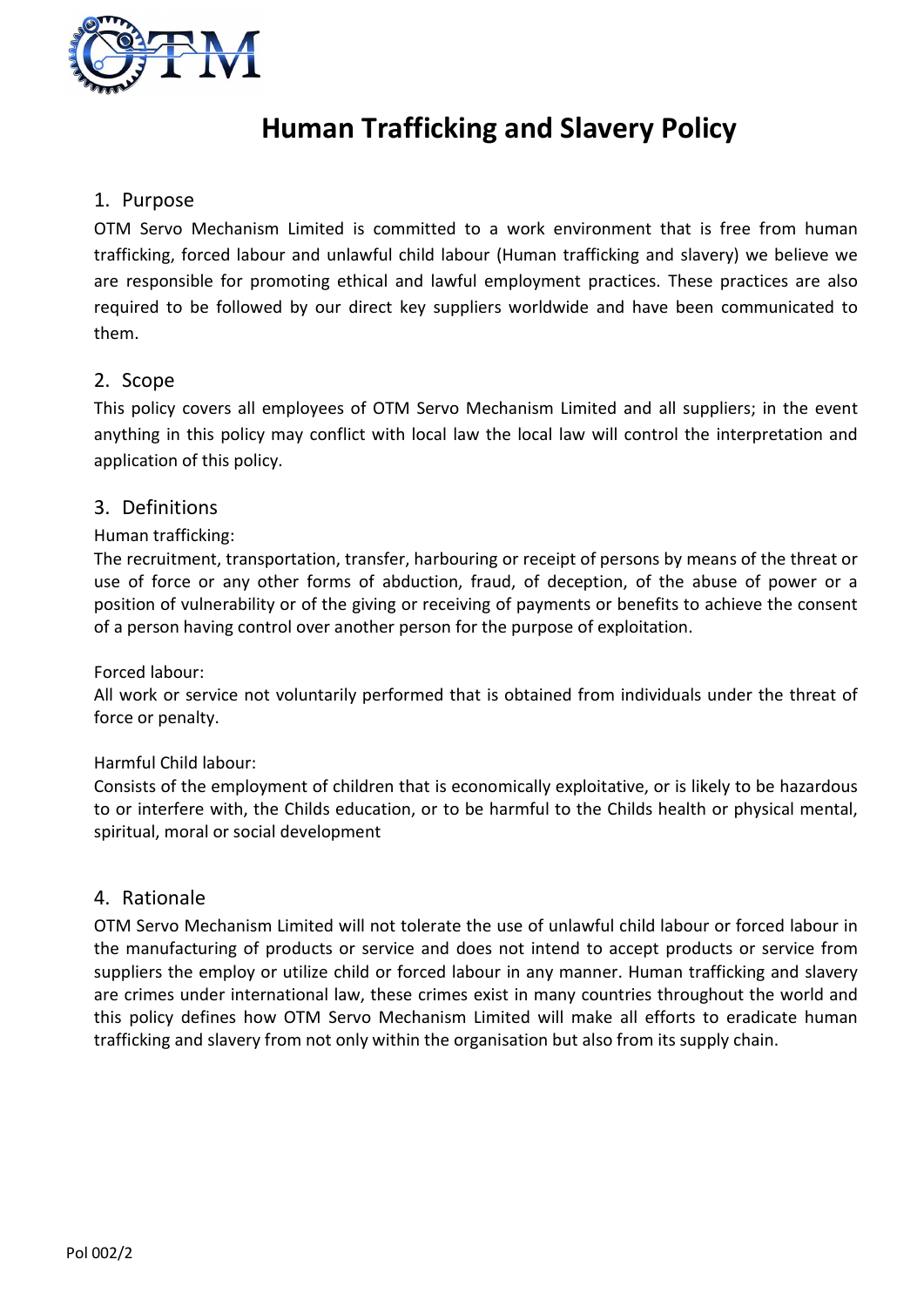# Human Trafficking and Slavery Policy

## 1. Purpose

OTM Servo Mechanism Limited is committed to a work environment that is free from human trafficking, forced labour and unlawful child labour (Human trafficking and slavery) we believe we are responsible for promoting ethical and lawful employment practices. These practices are also required to be followed by our direct key suppliers worldwide and have been communicated to them.

## 2. Scope

This policy covers all employees of OTM Servo Mechanism Limited and all suppliers; in the event anything in this policy may conflict with local law the local law will control the interpretation and application of this policy.

## 3. Definitions

Human trafficking:

The recruitment, transportation, transfer, harbouring or receipt of persons by means of the threat or use of force or any other forms of abduction, fraud, of deception, of the abuse of power or a position of vulnerability or of the giving or receiving of payments or benefits to achieve the consent of a person having control over another person for the purpose of exploitation.

Forced labour:

All work or service not voluntarily performed that is obtained from individuals under the threat of force or penalty.

Harmful Child labour:

Consists of the employment of children that is economically exploitative, or is likely to be hazardous to or interfere with, the Childs education, or to be harmful to the Childs health or physical mental, spiritual, moral or social development

## 4. Rationale

OTM Servo Mechanism Limited will not tolerate the use of unlawful child labour or forced labour in the manufacturing of products or service and does not intend to accept products or service from suppliers the employ or utilize child or forced labour in any manner. Human trafficking and slavery are crimes under international law, these crimes exist in many countries throughout the world and this policy defines how OTM Servo Mechanism Limited will make all efforts to eradicate human trafficking and slavery from not only within the organisation but also from its supply chain.

Pol 002/2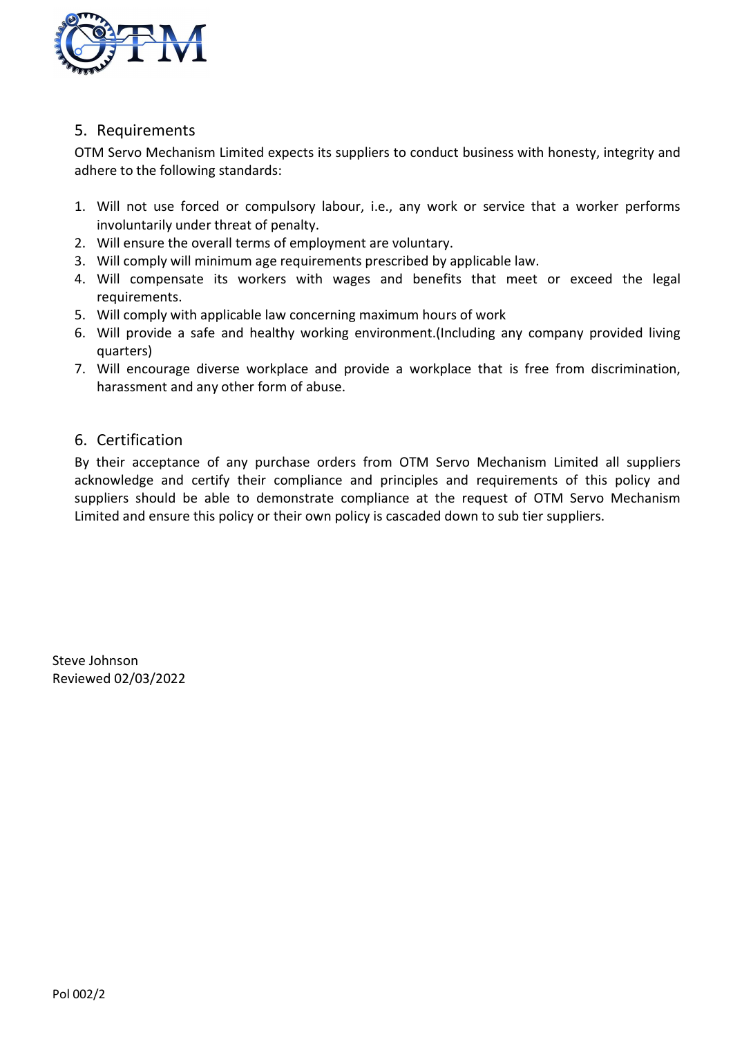## 5. Requirements

OTM Servo Mechanism Limited expects its suppliers to conduct business with honesty, integrity and adhere to the following standards:

1. Will not use forced or compulsory labour, i.e., any work or service that a worker performs involuntarily under threat of penalty.
2. Will ensure the overall terms of employment are voluntary.
3. Will comply will minimum age requirements prescribed by applicable law.
4. Will compensate its workers with wages and benefits that meet or exceed the legal requirements.
5. Will comply with applicable law concerning maximum hours of work
6. Will provide a safe and healthy working environment.(Including any company provided living quarters)
7. Will encourage diverse workplace and provide a workplace that is free from discrimination, harassment and any other form of abuse.

## 6. Certification

By their acceptance of any purchase orders from OTM Servo Mechanism Limited all suppliers acknowledge and certify their compliance and principles and requirements of this policy and suppliers should be able to demonstrate compliance at the request of OTM Servo Mechanism Limited and ensure this policy or their own policy is cascaded down to sub tier suppliers.

Steve Johnson
Reviewed 02/03/2022

Pol 002/2